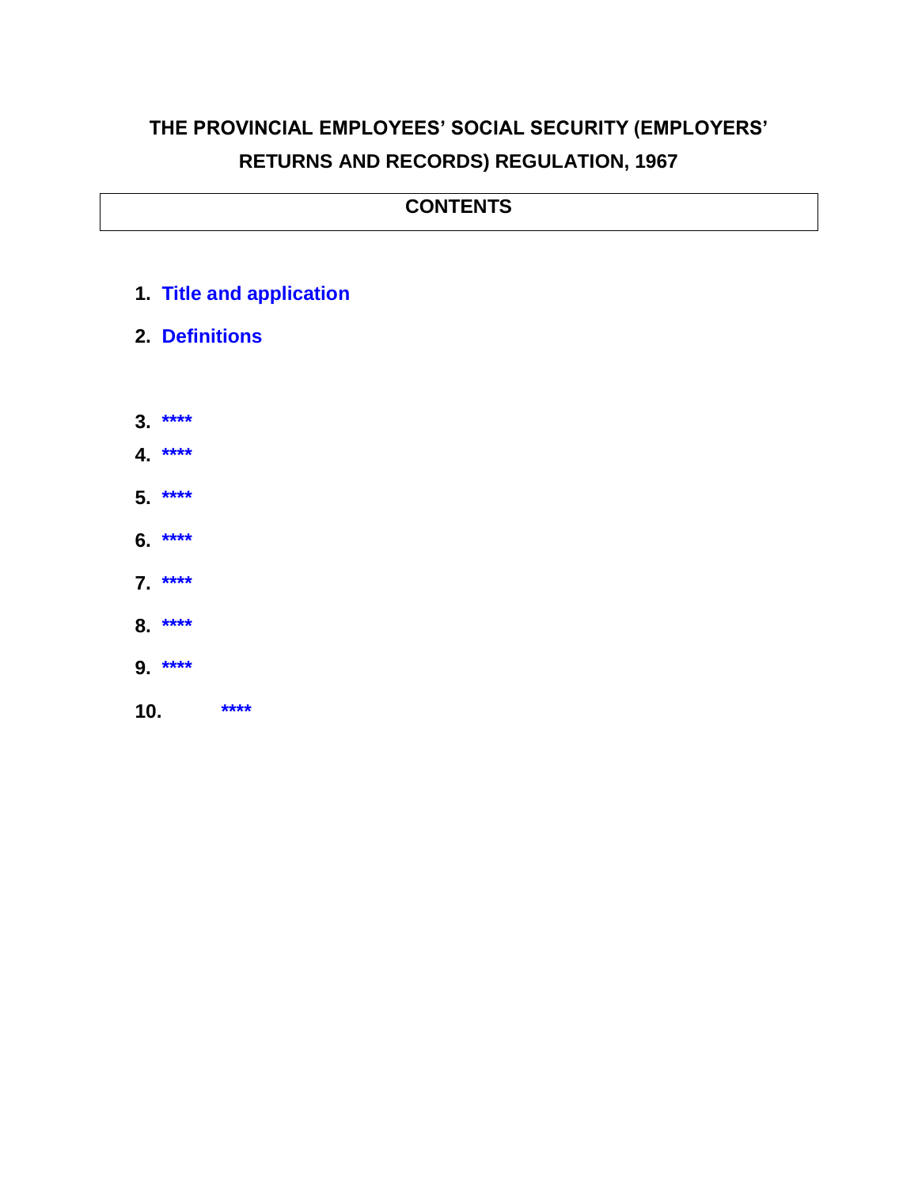# THE PROVINCIAL EMPLOYEES' SOCIAL SECURITY (EMPLOYERS' RETURNS AND RECORDS) REGULATION, 1967

## CONTENTS

1. Title and application
2. Definitions
3. ****
4. ****
5. ****
6. ****
7. ****
8. ****
9. ****
10. ****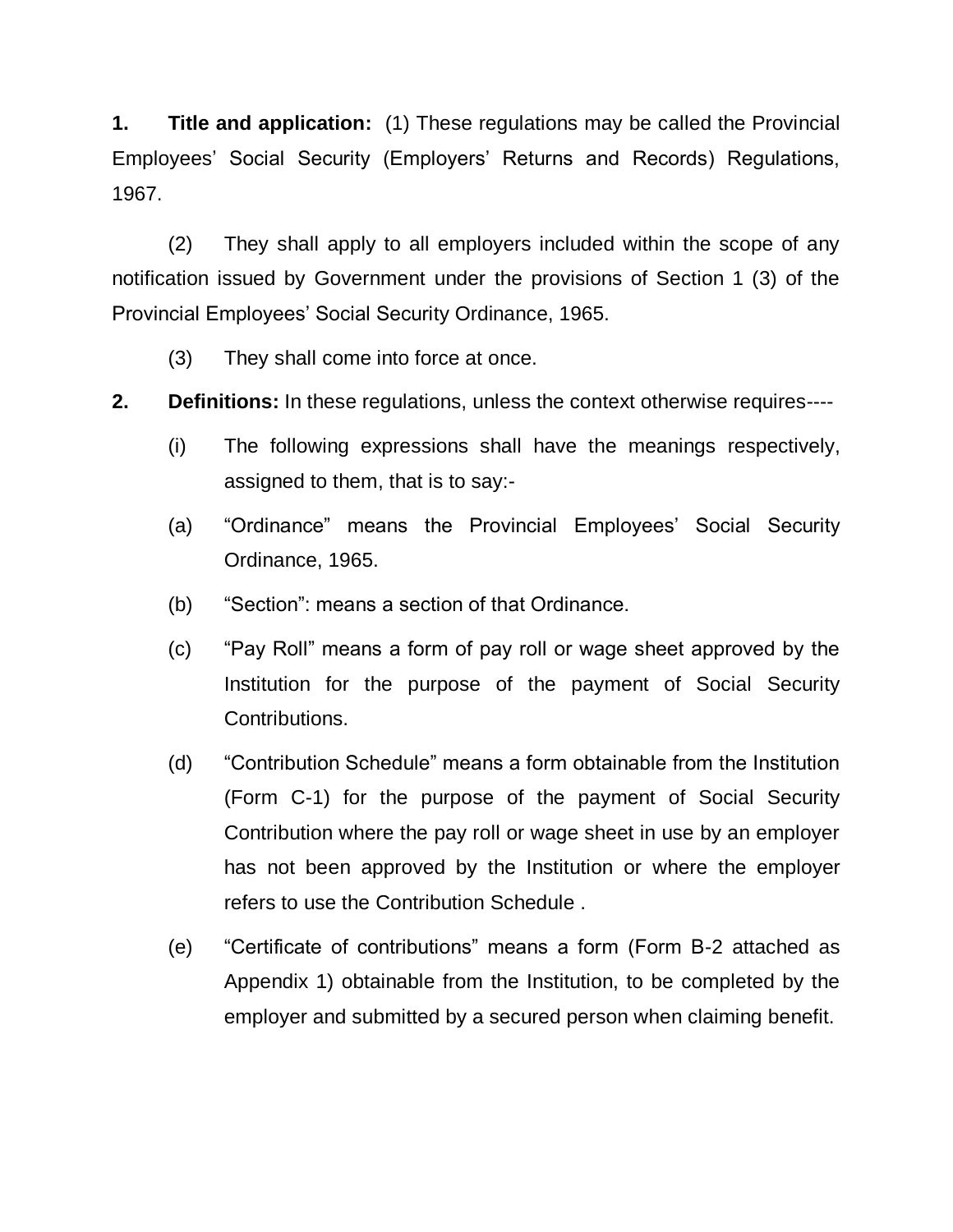**1. Title and application:** (1) These regulations may be called the Provincial Employees' Social Security (Employers' Returns and Records) Regulations, 1967.

(2) They shall apply to all employers included within the scope of any notification issued by Government under the provisions of Section 1 (3) of the Provincial Employees' Social Security Ordinance, 1965.

(3) They shall come into force at once.

**2. Definitions:** In these regulations, unless the context otherwise requires----

(i) The following expressions shall have the meanings respectively, assigned to them, that is to say:-

(a) "Ordinance" means the Provincial Employees' Social Security Ordinance, 1965.

(b) "Section": means a section of that Ordinance.

(c) "Pay Roll" means a form of pay roll or wage sheet approved by the Institution for the purpose of the payment of Social Security Contributions.

(d) "Contribution Schedule" means a form obtainable from the Institution (Form C-1) for the purpose of the payment of Social Security Contribution where the pay roll or wage sheet in use by an employer has not been approved by the Institution or where the employer refers to use the Contribution Schedule .

(e) "Certificate of contributions" means a form (Form B-2 attached as Appendix 1) obtainable from the Institution, to be completed by the employer and submitted by a secured person when claiming benefit.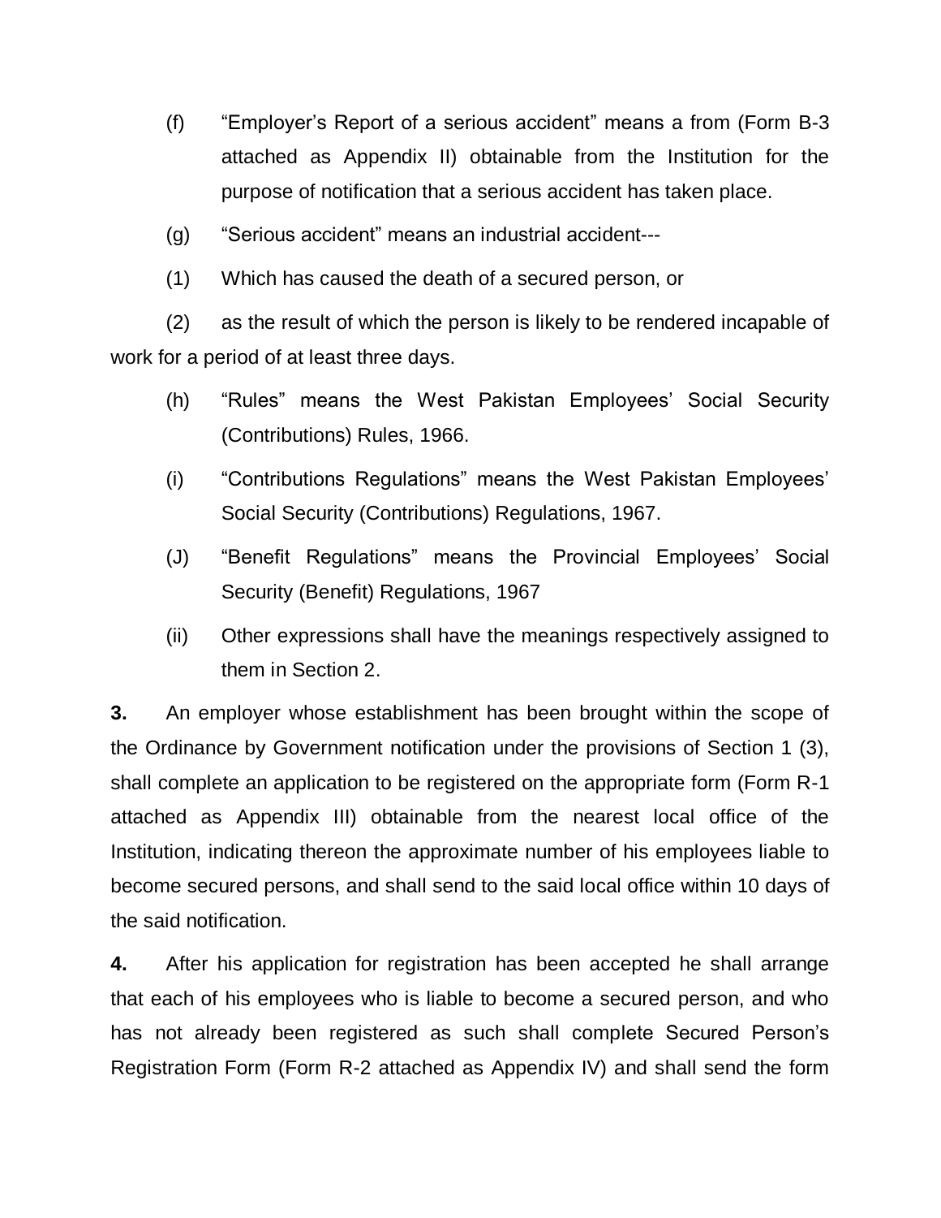(f) "Employer's Report of a serious accident" means a from (Form B-3 attached as Appendix II) obtainable from the Institution for the purpose of notification that a serious accident has taken place.

(g) "Serious accident" means an industrial accident---

(1) Which has caused the death of a secured person, or

(2) as the result of which the person is likely to be rendered incapable of work for a period of at least three days.

(h) "Rules" means the West Pakistan Employees' Social Security (Contributions) Rules, 1966.

(i) "Contributions Regulations" means the West Pakistan Employees' Social Security (Contributions) Regulations, 1967.

(J) "Benefit Regulations" means the Provincial Employees' Social Security (Benefit) Regulations, 1967

(ii) Other expressions shall have the meanings respectively assigned to them in Section 2.

**3.** An employer whose establishment has been brought within the scope of the Ordinance by Government notification under the provisions of Section 1 (3), shall complete an application to be registered on the appropriate form (Form R-1 attached as Appendix III) obtainable from the nearest local office of the Institution, indicating thereon the approximate number of his employees liable to become secured persons, and shall send to the said local office within 10 days of the said notification.

**4.** After his application for registration has been accepted he shall arrange that each of his employees who is liable to become a secured person, and who has not already been registered as such shall complete Secured Person's Registration Form (Form R-2 attached as Appendix IV) and shall send the form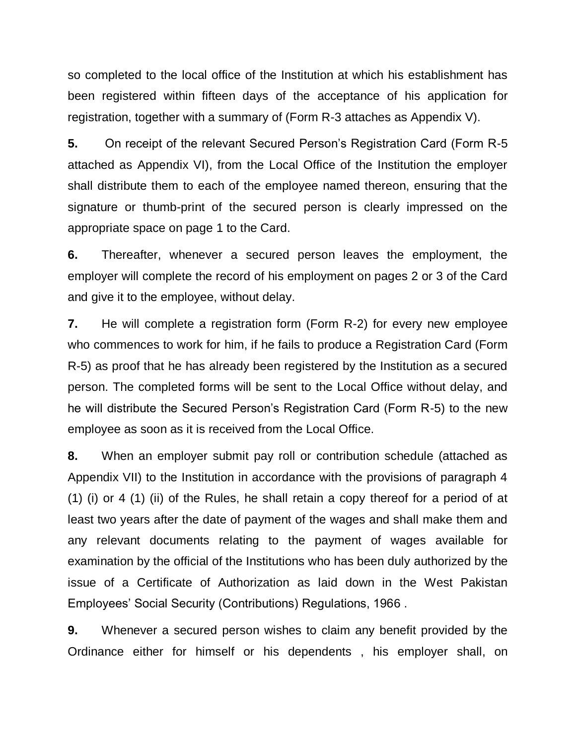so completed to the local office of the Institution at which his establishment has been registered within fifteen days of the acceptance of his application for registration, together with a summary of (Form R-3 attaches as Appendix V).

**5.** On receipt of the relevant Secured Person's Registration Card (Form R-5 attached as Appendix VI), from the Local Office of the Institution the employer shall distribute them to each of the employee named thereon, ensuring that the signature or thumb-print of the secured person is clearly impressed on the appropriate space on page 1 to the Card.

**6.** Thereafter, whenever a secured person leaves the employment, the employer will complete the record of his employment on pages 2 or 3 of the Card and give it to the employee, without delay.

**7.** He will complete a registration form (Form R-2) for every new employee who commences to work for him, if he fails to produce a Registration Card (Form R-5) as proof that he has already been registered by the Institution as a secured person. The completed forms will be sent to the Local Office without delay, and he will distribute the Secured Person's Registration Card (Form R-5) to the new employee as soon as it is received from the Local Office.

**8.** When an employer submit pay roll or contribution schedule (attached as Appendix VII) to the Institution in accordance with the provisions of paragraph 4 (1) (i) or 4 (1) (ii) of the Rules, he shall retain a copy thereof for a period of at least two years after the date of payment of the wages and shall make them and any relevant documents relating to the payment of wages available for examination by the official of the Institutions who has been duly authorized by the issue of a Certificate of Authorization as laid down in the West Pakistan Employees' Social Security (Contributions) Regulations, 1966 .

**9.** Whenever a secured person wishes to claim any benefit provided by the Ordinance either for himself or his dependents , his employer shall, on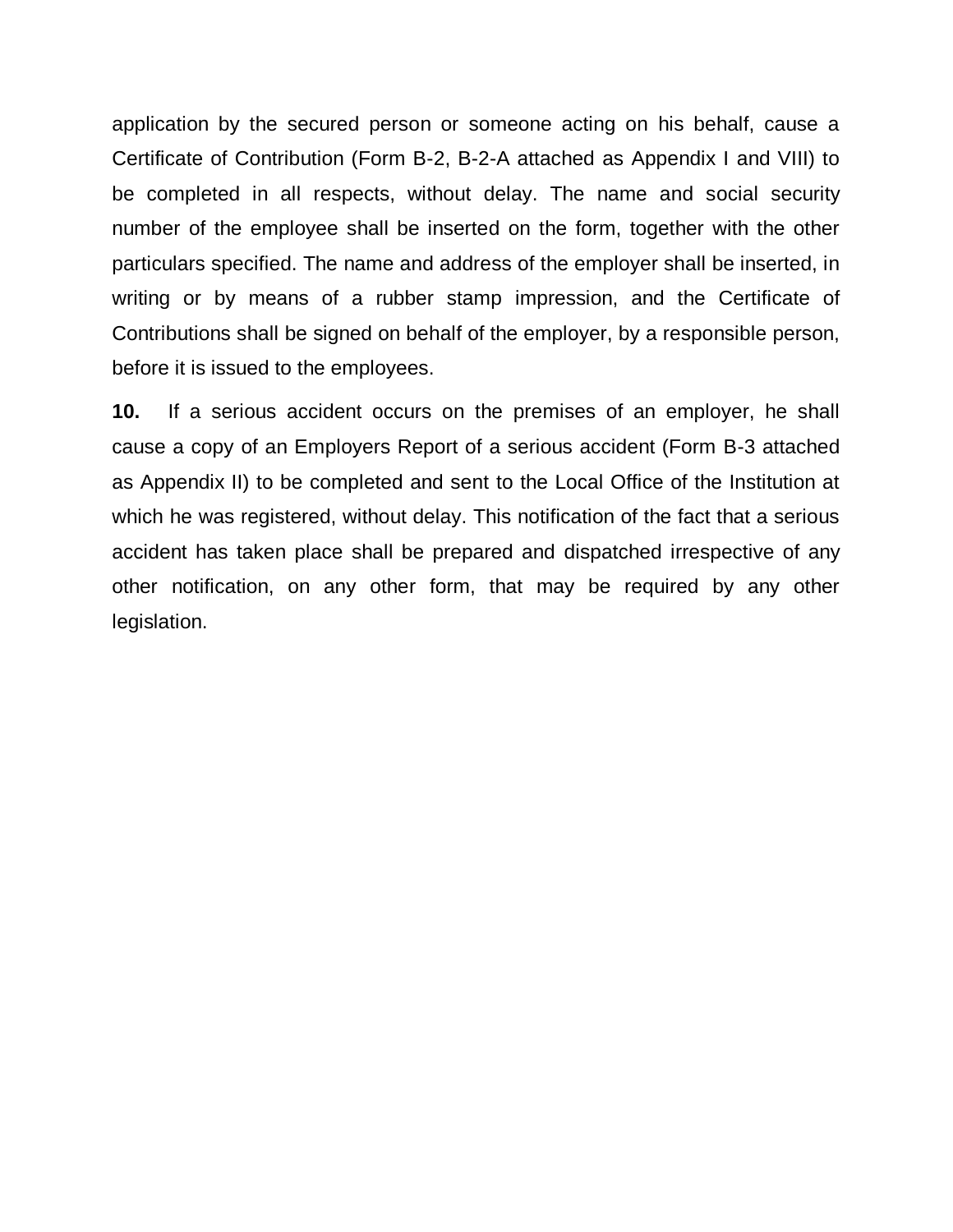application by the secured person or someone acting on his behalf, cause a Certificate of Contribution (Form B-2, B-2-A attached as Appendix I and VIII) to be completed in all respects, without delay. The name and social security number of the employee shall be inserted on the form, together with the other particulars specified. The name and address of the employer shall be inserted, in writing or by means of a rubber stamp impression, and the Certificate of Contributions shall be signed on behalf of the employer, by a responsible person, before it is issued to the employees.

**10.** If a serious accident occurs on the premises of an employer, he shall cause a copy of an Employers Report of a serious accident (Form B-3 attached as Appendix II) to be completed and sent to the Local Office of the Institution at which he was registered, without delay. This notification of the fact that a serious accident has taken place shall be prepared and dispatched irrespective of any other notification, on any other form, that may be required by any other legislation.